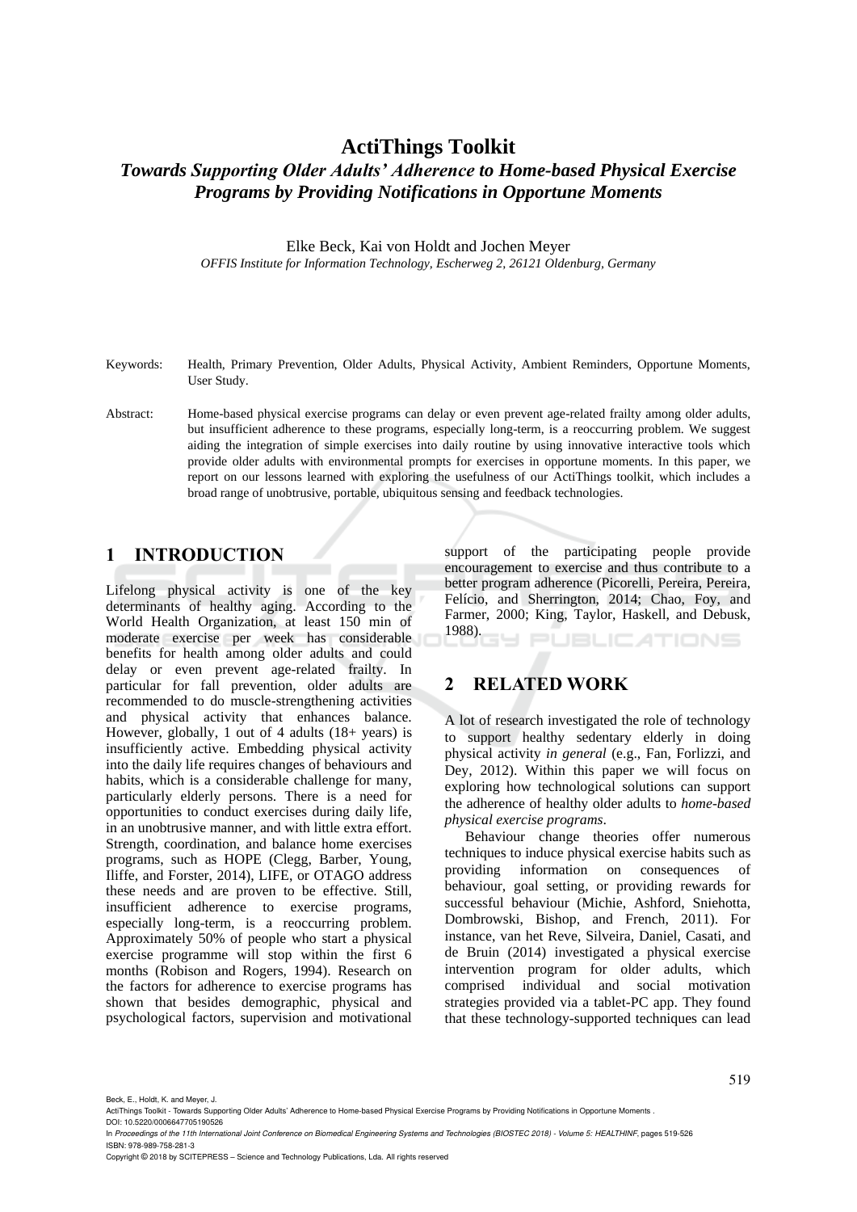# ActiThings Toolkit

## *Towards Supporting Older Adults' Adherence to Home-based Physical Exercise Programs by Providing Notifications in Opportune Moments*

Elke Beck, Kai von Holdt and Jochen Meyer

*OFFIS Institute for Information Technology, Escherweg 2, 26121 Oldenburg, Germany*

Keywords: Health, Primary Prevention, Older Adults, Physical Activity, Ambient Reminders, Opportune Moments, User Study.

Abstract: Home-based physical exercise programs can delay or even prevent age-related frailty among older adults, but insufficient adherence to these programs, especially long-term, is a reoccurring problem. We suggest aiding the integration of simple exercises into daily routine by using innovative interactive tools which provide older adults with environmental prompts for exercises in opportune moments. In this paper, we report on our lessons learned with exploring the usefulness of our ActiThings toolkit, which includes a broad range of unobtrusive, portable, ubiquitous sensing and feedback technologies.

## 1 INTRODUCTION

Lifelong physical activity is one of the key determinants of healthy aging. According to the World Health Organization, at least 150 min of moderate exercise per week has considerable benefits for health among older adults and could delay or even prevent age-related frailty. In particular for fall prevention, older adults are recommended to do muscle-strengthening activities and physical activity that enhances balance. However, globally, 1 out of 4 adults (18+ years) is insufficiently active. Embedding physical activity into the daily life requires changes of behaviours and habits, which is a considerable challenge for many, particularly elderly persons. There is a need for opportunities to conduct exercises during daily life, in an unobtrusive manner, and with little extra effort. Strength, coordination, and balance home exercises programs, such as HOPE (Clegg, Barber, Young, Iliffe, and Forster, 2014), LIFE, or OTAGO address these needs and are proven to be effective. Still, insufficient adherence to exercise programs, especially long-term, is a reoccurring problem. Approximately 50% of people who start a physical exercise programme will stop within the first 6 months (Robison and Rogers, 1994). Research on the factors for adherence to exercise programs has shown that besides demographic, physical and psychological factors, supervision and motivational support of the participating people provide encouragement to exercise and thus contribute to a better program adherence (Picorelli, Pereira, Pereira, Felício, and Sherrington, 2014; Chao, Foy, and Farmer, 2000; King, Taylor, Haskell, and Debusk, 1988).

## 2 RELATED WORK

A lot of research investigated the role of technology to support healthy sedentary elderly in doing physical activity *in general* (e.g., Fan, Forlizzi, and Dey, 2012). Within this paper we will focus on exploring how technological solutions can support the adherence of healthy older adults to *home-based physical exercise programs*.

Behaviour change theories offer numerous techniques to induce physical exercise habits such as providing information on consequences of behaviour, goal setting, or providing rewards for successful behaviour (Michie, Ashford, Sniehotta, Dombrowski, Bishop, and French, 2011). For instance, van het Reve, Silveira, Daniel, Casati, and de Bruin (2014) investigated a physical exercise intervention program for older adults, which comprised individual and social motivation strategies provided via a tablet-PC app. They found that these technology-supported techniques can lead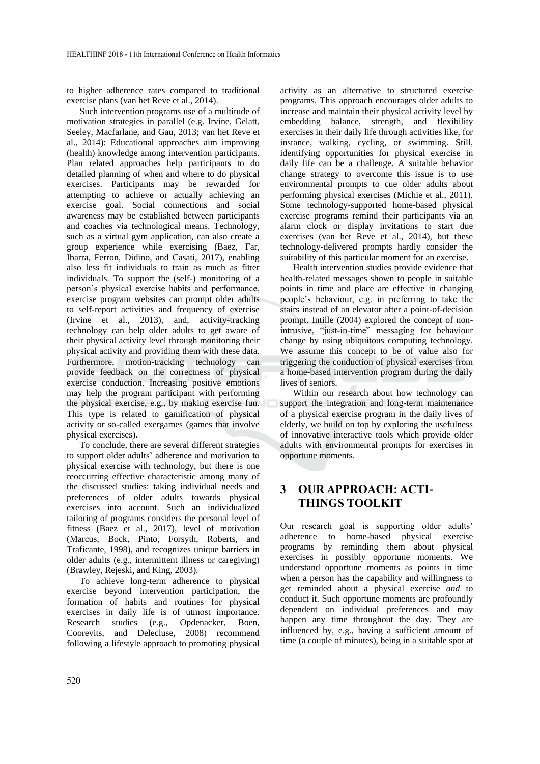to higher adherence rates compared to traditional exercise plans (van het Reve et al., 2014).

Such intervention programs use of a multitude of motivation strategies in parallel (e.g. Irvine, Gelatt, Seeley, Macfarlane, and Gau, 2013; van het Reve et al., 2014): Educational approaches aim improving (health) knowledge among intervention participants. Plan related approaches help participants to do detailed planning of when and where to do physical exercises. Participants may be rewarded for attempting to achieve or actually achieving an exercise goal. Social connections and social awareness may be established between participants and coaches via technological means. Technology, such as a virtual gym application, can also create a group experience while exercising (Baez, Far, Ibarra, Ferron, Didino, and Casati, 2017), enabling also less fit individuals to train as much as fitter individuals. To support the (self-) monitoring of a person's physical exercise habits and performance, exercise program websites can prompt older adults to self-report activities and frequency of exercise (Irvine et al., 2013), and, activity-tracking technology can help older adults to get aware of their physical activity level through monitoring their physical activity and providing them with these data. Furthermore, motion-tracking technology can provide feedback on the correctness of physical exercise conduction. Increasing positive emotions may help the program participant with performing the physical exercise, e.g., by making exercise fun. This type is related to gamification of physical activity or so-called exergames (games that involve physical exercises).

To conclude, there are several different strategies to support older adults' adherence and motivation to physical exercise with technology, but there is one reoccurring effective characteristic among many of the discussed studies: taking individual needs and preferences of older adults towards physical exercises into account. Such an individualized tailoring of programs considers the personal level of fitness (Baez et al., 2017), level of motivation (Marcus, Bock, Pinto, Forsyth, Roberts, and Traficante, 1998), and recognizes unique barriers in older adults (e.g., intermittent illness or caregiving) (Brawley, Rejeski, and King, 2003).

To achieve long-term adherence to physical exercise beyond intervention participation, the formation of habits and routines for physical exercises in daily life is of utmost importance. Research studies (e.g., Opdenacker, Boen, Coorevits, and Delecluse, 2008) recommend following a lifestyle approach to promoting physical activity as an alternative to structured exercise programs. This approach encourages older adults to increase and maintain their physical activity level by embedding balance, strength, and flexibility exercises in their daily life through activities like, for instance, walking, cycling, or swimming. Still, identifying opportunities for physical exercise in daily life can be a challenge. A suitable behavior change strategy to overcome this issue is to use environmental prompts to cue older adults about performing physical exercises (Michie et al., 2011). Some technology-supported home-based physical exercise programs remind their participants via an alarm clock or display invitations to start due exercises (van het Reve et al., 2014), but these technology-delivered prompts hardly consider the suitability of this particular moment for an exercise.

Health intervention studies provide evidence that health-related messages shown to people in suitable points in time and place are effective in changing people's behaviour, e.g. in preferring to take the stairs instead of an elevator after a point-of-decision prompt. Intille (2004) explored the concept of non-intrusive, "just-in-time" messaging for behaviour change by using ubiquitous computing technology. We assume this concept to be of value also for triggering the conduction of physical exercises from a home-based intervention program during the daily lives of seniors.

Within our research about how technology can support the integration and long-term maintenance of a physical exercise program in the daily lives of elderly, we build on top by exploring the usefulness of innovative interactive tools which provide older adults with environmental prompts for exercises in opportune moments.

## 3 OUR APPROACH: ACTI-THINGS TOOLKIT

Our research goal is supporting older adults' adherence to home-based physical exercise programs by reminding them about physical exercises in possibly opportune moments. We understand opportune moments as points in time when a person has the capability and willingness to get reminded about a physical exercise *and* to conduct it. Such opportune moments are profoundly dependent on individual preferences and may happen any time throughout the day. They are influenced by, e.g., having a sufficient amount of time (a couple of minutes), being in a suitable spot at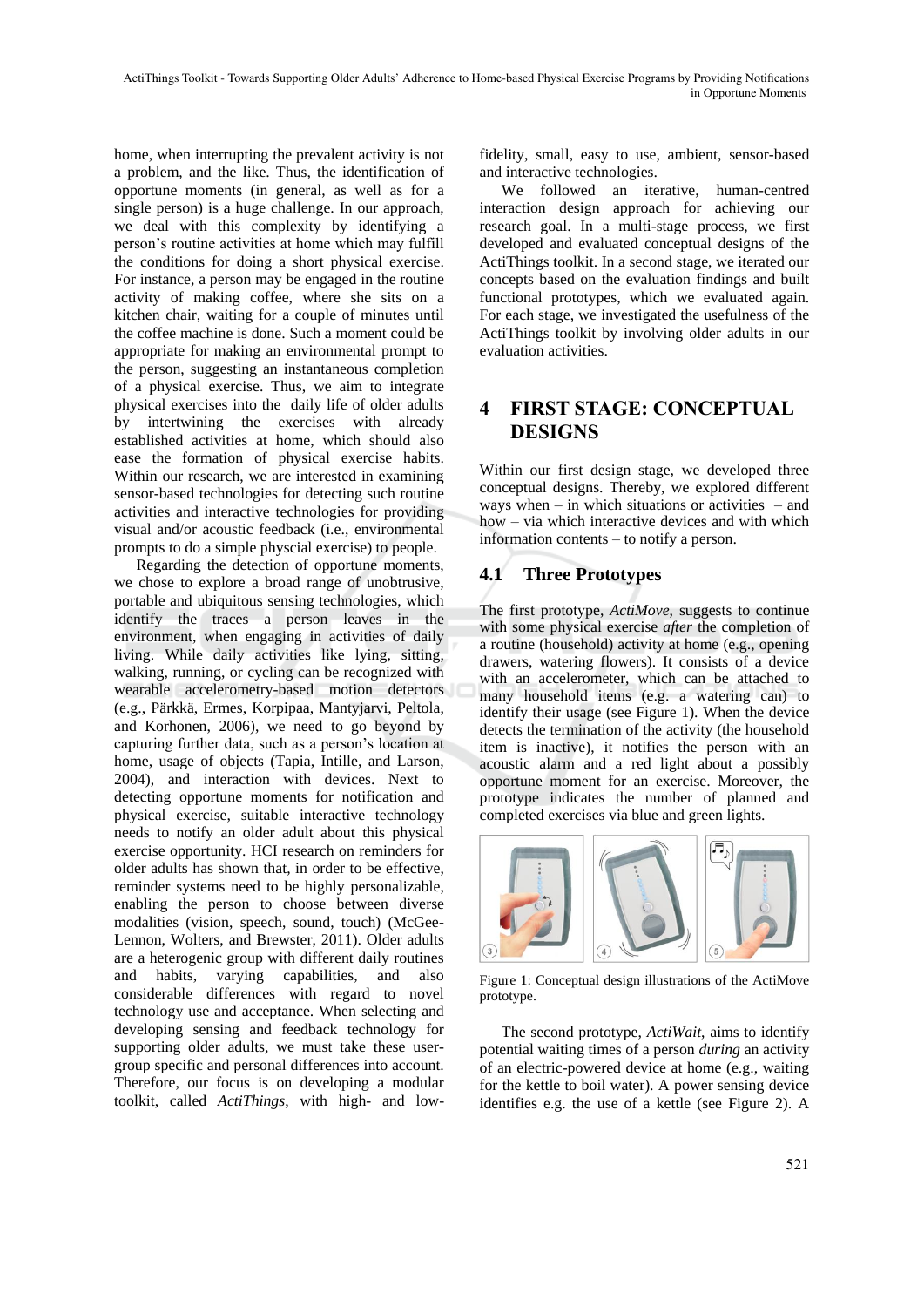home, when interrupting the prevalent activity is not a problem, and the like. Thus, the identification of opportune moments (in general, as well as for a single person) is a huge challenge. In our approach, we deal with this complexity by identifying a person's routine activities at home which may fulfill the conditions for doing a short physical exercise. For instance, a person may be engaged in the routine activity of making coffee, where she sits on a kitchen chair, waiting for a couple of minutes until the coffee machine is done. Such a moment could be appropriate for making an environmental prompt to the person, suggesting an instantaneous completion of a physical exercise. Thus, we aim to integrate physical exercises into the daily life of older adults by intertwining the exercises with already established activities at home, which should also ease the formation of physical exercise habits. Within our research, we are interested in examining sensor-based technologies for detecting such routine activities and interactive technologies for providing visual and/or acoustic feedback (i.e., environmental prompts to do a simple physcial exercise) to people.

Regarding the detection of opportune moments, we chose to explore a broad range of unobtrusive, portable and ubiquitous sensing technologies, which identify the traces a person leaves in the environment, when engaging in activities of daily living. While daily activities like lying, sitting, walking, running, or cycling can be recognized with wearable accelerometry-based motion detectors (e.g., Pärkkä, Ermes, Korpipaa, Mantyjarvi, Peltola, and Korhonen, 2006), we need to go beyond by capturing further data, such as a person's location at home, usage of objects (Tapia, Intille, and Larson, 2004), and interaction with devices. Next to detecting opportune moments for notification and physical exercise, suitable interactive technology needs to notify an older adult about this physical exercise opportunity. HCI research on reminders for older adults has shown that, in order to be effective, reminder systems need to be highly personalizable, enabling the person to choose between diverse modalities (vision, speech, sound, touch) (McGee-Lennon, Wolters, and Brewster, 2011). Older adults are a heterogenic group with different daily routines and habits, varying capabilities, and also considerable differences with regard to novel technology use and acceptance. When selecting and developing sensing and feedback technology for supporting older adults, we must take these user-group specific and personal differences into account. Therefore, our focus is on developing a modular toolkit, called *ActiThings*, with high- and low-fidelity, small, easy to use, ambient, sensor-based and interactive technologies.

We followed an iterative, human-centred interaction design approach for achieving our research goal. In a multi-stage process, we first developed and evaluated conceptual designs of the ActiThings toolkit. In a second stage, we iterated our concepts based on the evaluation findings and built functional prototypes, which we evaluated again. For each stage, we investigated the usefulness of the ActiThings toolkit by involving older adults in our evaluation activities.

## 4 FIRST STAGE: CONCEPTUAL DESIGNS

Within our first design stage, we developed three conceptual designs. Thereby, we explored different ways when – in which situations or activities – and how – via which interactive devices and with which information contents – to notify a person.

### 4.1 Three Prototypes

The first prototype, *ActiMove*, suggests to continue with some physical exercise *after* the completion of a routine (household) activity at home (e.g., opening drawers, watering flowers). It consists of a device with an accelerometer, which can be attached to many household items (e.g. a watering can) to identify their usage (see Figure 1). When the device detects the termination of the activity (the household item is inactive), it notifies the person with an acoustic alarm and a red light about a possibly opportune moment for an exercise. Moreover, the prototype indicates the number of planned and completed exercises via blue and green lights.

Figure 1: Conceptual design illustrations of the ActiMove prototype.

The second prototype, *ActiWait*, aims to identify potential waiting times of a person *during* an activity of an electric-powered device at home (e.g., waiting for the kettle to boil water). A power sensing device identifies e.g. the use of a kettle (see Figure 2). A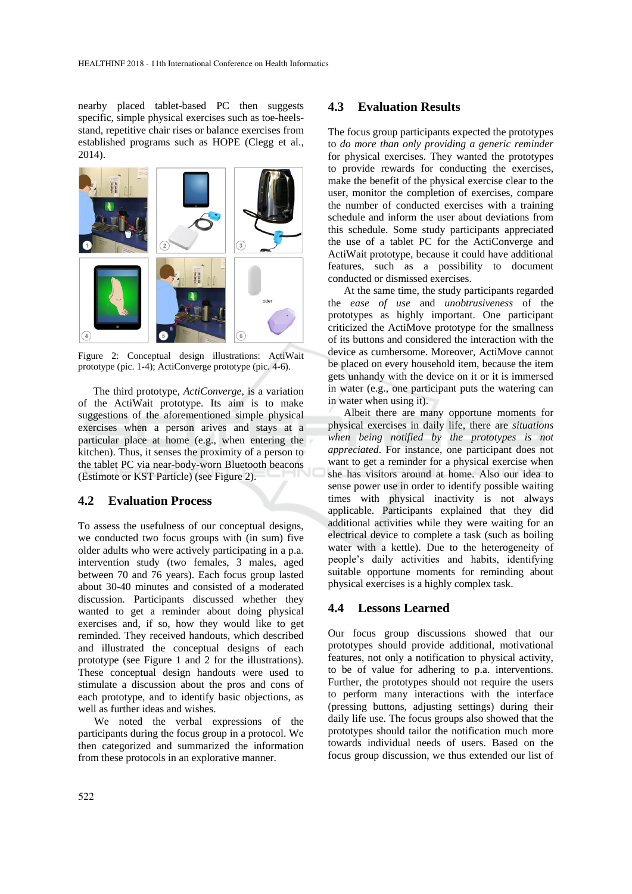nearby placed tablet-based PC then suggests specific, simple physical exercises such as toe-heels-stand, repetitive chair rises or balance exercises from established programs such as HOPE (Clegg et al., 2014).

Figure 2: Conceptual design illustrations: ActiWait prototype (pic. 1-4); ActiConverge prototype (pic. 4-6).

The third prototype, *ActiConverge*, is a variation of the ActiWait prototype. Its aim is to make suggestions of the aforementioned simple physical exercises when a person arives and stays at a particular place at home (e.g., when entering the kitchen). Thus, it senses the proximity of a person to the tablet PC via near-body-worn Bluetooth beacons (Estimote or KST Particle) (see Figure 2).

## 4.2 Evaluation Process

To assess the usefulness of our conceptual designs, we conducted two focus groups with (in sum) five older adults who were actively participating in a p.a. intervention study (two females, 3 males, aged between 70 and 76 years). Each focus group lasted about 30-40 minutes and consisted of a moderated discussion. Participants discussed whether they wanted to get a reminder about doing physical exercises and, if so, how they would like to get reminded. They received handouts, which described and illustrated the conceptual designs of each prototype (see Figure 1 and 2 for the illustrations). These conceptual design handouts were used to stimulate a discussion about the pros and cons of each prototype, and to identify basic objections, as well as further ideas and wishes.

We noted the verbal expressions of the participants during the focus group in a protocol. We then categorized and summarized the information from these protocols in an explorative manner.

## 4.3 Evaluation Results

The focus group participants expected the prototypes to *do more than only providing a generic reminder* for physical exercises. They wanted the prototypes to provide rewards for conducting the exercises, make the benefit of the physical exercise clear to the user, monitor the completion of exercises, compare the number of conducted exercises with a training schedule and inform the user about deviations from this schedule. Some study participants appreciated the use of a tablet PC for the ActiConverge and ActiWait prototype, because it could have additional features, such as a possibility to document conducted or dismissed exercises.

At the same time, the study participants regarded the *ease of use* and *unobtrusiveness* of the prototypes as highly important. One participant criticized the ActiMove prototype for the smallness of its buttons and considered the interaction with the device as cumbersome. Moreover, ActiMove cannot be placed on every household item, because the item gets unhandy with the device on it or it is immersed in water (e.g., one participant puts the watering can in water when using it).

Albeit there are many opportune moments for physical exercises in daily life, there are *situations when being notified by the prototypes is not appreciated*. For instance, one participant does not want to get a reminder for a physical exercise when she has visitors around at home. Also our idea to sense power use in order to identify possible waiting times with physical inactivity is not always applicable. Participants explained that they did additional activities while they were waiting for an electrical device to complete a task (such as boiling water with a kettle). Due to the heterogeneity of people's daily activities and habits, identifying suitable opportune moments for reminding about physical exercises is a highly complex task.

## 4.4 Lessons Learned

Our focus group discussions showed that our prototypes should provide additional, motivational features, not only a notification to physical activity, to be of value for adhering to p.a. interventions. Further, the prototypes should not require the users to perform many interactions with the interface (pressing buttons, adjusting settings) during their daily life use. The focus groups also showed that the prototypes should tailor the notification much more towards individual needs of users. Based on the focus group discussion, we thus extended our list of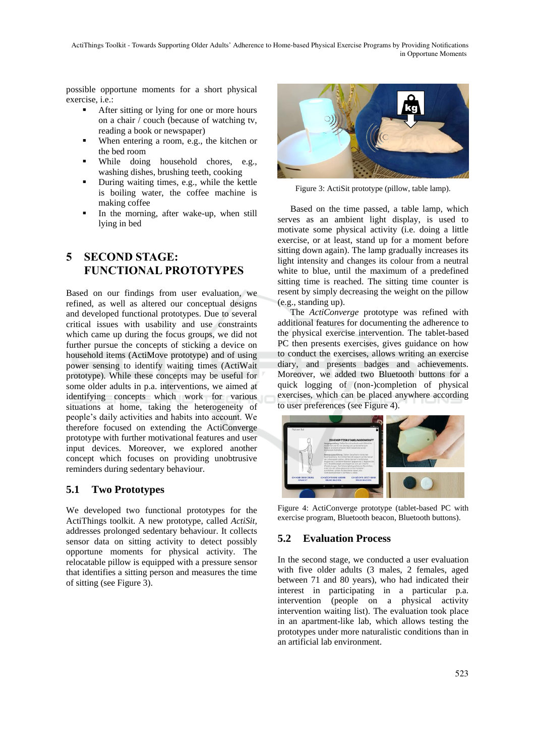possible opportune moments for a short physical exercise, i.e.:

- After sitting or lying for one or more hours on a chair / couch (because of watching tv, reading a book or newspaper)
- When entering a room, e.g., the kitchen or the bed room
- While doing household chores, e.g., washing dishes, brushing teeth, cooking
- During waiting times, e.g., while the kettle is boiling water, the coffee machine is making coffee
- In the morning, after wake-up, when still lying in bed

## 5 SECOND STAGE: FUNCTIONAL PROTOTYPES

Based on our findings from user evaluation, we refined, as well as altered our conceptual designs and developed functional prototypes. Due to several critical issues with usability and use constraints which came up during the focus groups, we did not further pursue the concepts of sticking a device on household items (ActiMove prototype) and of using power sensing to identify waiting times (ActiWait prototype). While these concepts may be useful for some older adults in p.a. interventions, we aimed at identifying concepts which work for various situations at home, taking the heterogeneity of people's daily activities and habits into account. We therefore focused on extending the ActiConverge prototype with further motivational features and user input devices. Moreover, we explored another concept which focuses on providing unobtrusive reminders during sedentary behaviour.

### 5.1 Two Prototypes

We developed two functional prototypes for the ActiThings toolkit. A new prototype, called *ActiSit*, addresses prolonged sedentary behaviour. It collects sensor data on sitting activity to detect possibly opportune moments for physical activity. The relocatable pillow is equipped with a pressure sensor that identifies a sitting person and measures the time of sitting (see Figure 3).

Figure 3: ActiSit prototype (pillow, table lamp).

Based on the time passed, a table lamp, which serves as an ambient light display, is used to motivate some physical activity (i.e. doing a little exercise, or at least, stand up for a moment before sitting down again). The lamp gradually increases its light intensity and changes its colour from a neutral white to blue, until the maximum of a predefined sitting time is reached. The sitting time counter is resent by simply decreasing the weight on the pillow (e.g., standing up).

The *ActiConverge* prototype was refined with additional features for documenting the adherence to the physical exercise intervention. The tablet-based PC then presents exercises, gives guidance on how to conduct the exercises, allows writing an exercise diary, and presents badges and achievements. Moreover, we added two Bluetooth buttons for a quick logging of (non-)completion of physical exercises, which can be placed anywhere according to user preferences (see Figure 4).

Figure 4: ActiConverge prototype (tablet-based PC with exercise program, Bluetooth beacon, Bluetooth buttons).

### 5.2 Evaluation Process

In the second stage, we conducted a user evaluation with five older adults (3 males, 2 females, aged between 71 and 80 years), who had indicated their interest in participating in a particular p.a. intervention (people on a physical activity intervention waiting list). The evaluation took place in an apartment-like lab, which allows testing the prototypes under more naturalistic conditions than in an artificial lab environment.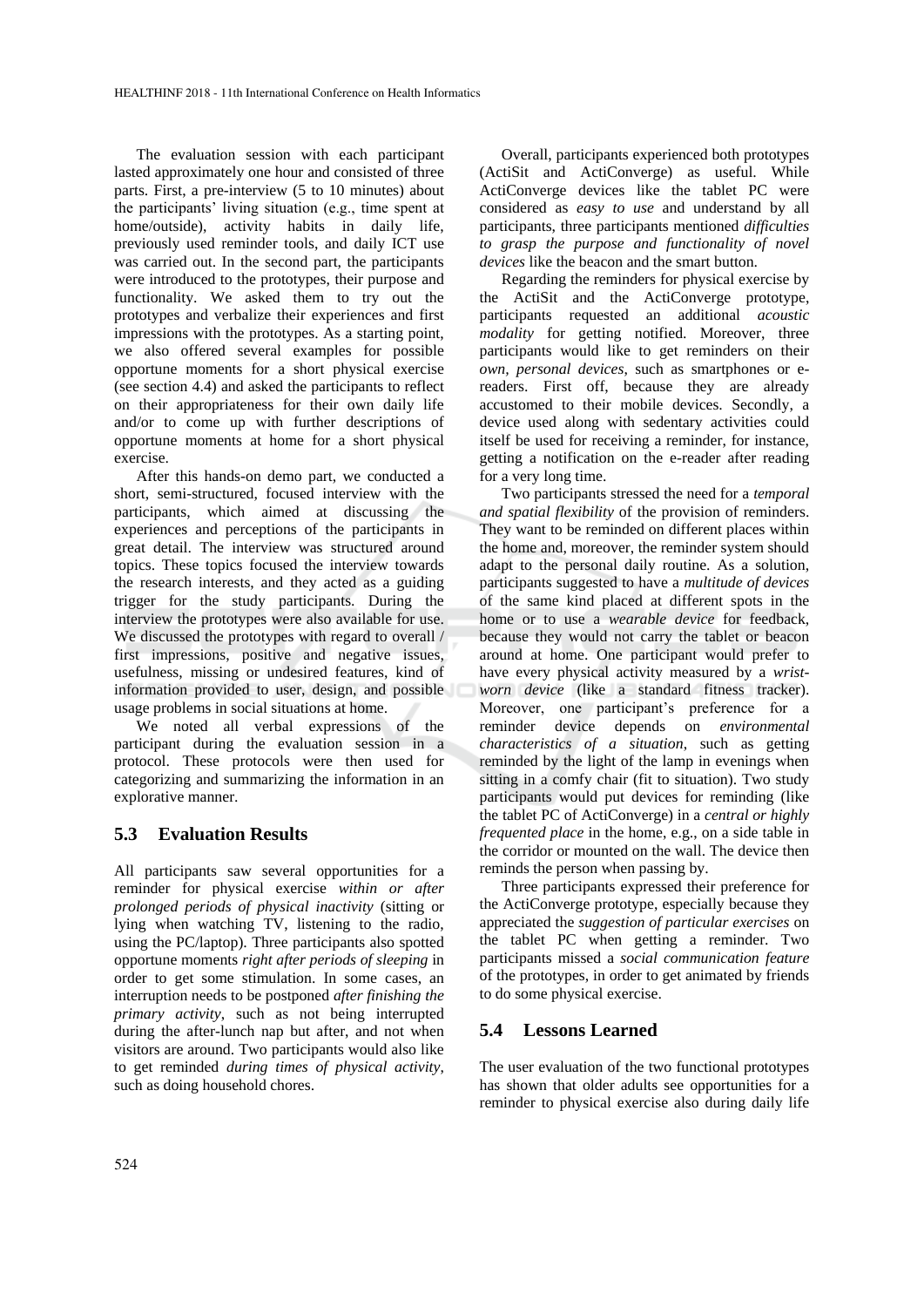The evaluation session with each participant lasted approximately one hour and consisted of three parts. First, a pre-interview (5 to 10 minutes) about the participants' living situation (e.g., time spent at home/outside), activity habits in daily life, previously used reminder tools, and daily ICT use was carried out. In the second part, the participants were introduced to the prototypes, their purpose and functionality. We asked them to try out the prototypes and verbalize their experiences and first impressions with the prototypes. As a starting point, we also offered several examples for possible opportune moments for a short physical exercise (see section 4.4) and asked the participants to reflect on their appropriateness for their own daily life and/or to come up with further descriptions of opportune moments at home for a short physical exercise.

After this hands-on demo part, we conducted a short, semi-structured, focused interview with the participants, which aimed at discussing the experiences and perceptions of the participants in great detail. The interview was structured around topics. These topics focused the interview towards the research interests, and they acted as a guiding trigger for the study participants. During the interview the prototypes were also available for use. We discussed the prototypes with regard to overall / first impressions, positive and negative issues, usefulness, missing or undesired features, kind of information provided to user, design, and possible usage problems in social situations at home.

We noted all verbal expressions of the participant during the evaluation session in a protocol. These protocols were then used for categorizing and summarizing the information in an explorative manner.

### 5.3 Evaluation Results

All participants saw several opportunities for a reminder for physical exercise *within or after prolonged periods of physical inactivity* (sitting or lying when watching TV, listening to the radio, using the PC/laptop). Three participants also spotted opportune moments *right after periods of sleeping* in order to get some stimulation. In some cases, an interruption needs to be postponed *after finishing the primary activity*, such as not being interrupted during the after-lunch nap but after, and not when visitors are around. Two participants would also like to get reminded *during times of physical activity*, such as doing household chores.

Overall, participants experienced both prototypes (ActiSit and ActiConverge) as useful. While ActiConverge devices like the tablet PC were considered as *easy to use* and understand by all participants, three participants mentioned *difficulties to grasp the purpose and functionality of novel devices* like the beacon and the smart button.

Regarding the reminders for physical exercise by the ActiSit and the ActiConverge prototype, participants requested an additional *acoustic modality* for getting notified. Moreover, three participants would like to get reminders on their *own, personal devices*, such as smartphones or e-readers. First off, because they are already accustomed to their mobile devices. Secondly, a device used along with sedentary activities could itself be used for receiving a reminder, for instance, getting a notification on the e-reader after reading for a very long time.

Two participants stressed the need for a *temporal and spatial flexibility* of the provision of reminders. They want to be reminded on different places within the home and, moreover, the reminder system should adapt to the personal daily routine. As a solution, participants suggested to have a *multitude of devices* of the same kind placed at different spots in the home or to use a *wearable device* for feedback, because they would not carry the tablet or beacon around at home. One participant would prefer to have every physical activity measured by a *wrist-worn device* (like a standard fitness tracker). Moreover, one participant's preference for a reminder device depends on *environmental characteristics of a situation*, such as getting reminded by the light of the lamp in evenings when sitting in a comfy chair (fit to situation). Two study participants would put devices for reminding (like the tablet PC of ActiConverge) in a *central or highly frequented place* in the home, e.g., on a side table in the corridor or mounted on the wall. The device then reminds the person when passing by.

Three participants expressed their preference for the ActiConverge prototype, especially because they appreciated the *suggestion of particular exercises* on the tablet PC when getting a reminder. Two participants missed a *social communication feature* of the prototypes, in order to get animated by friends to do some physical exercise.

### 5.4 Lessons Learned

The user evaluation of the two functional prototypes has shown that older adults see opportunities for a reminder to physical exercise also during daily life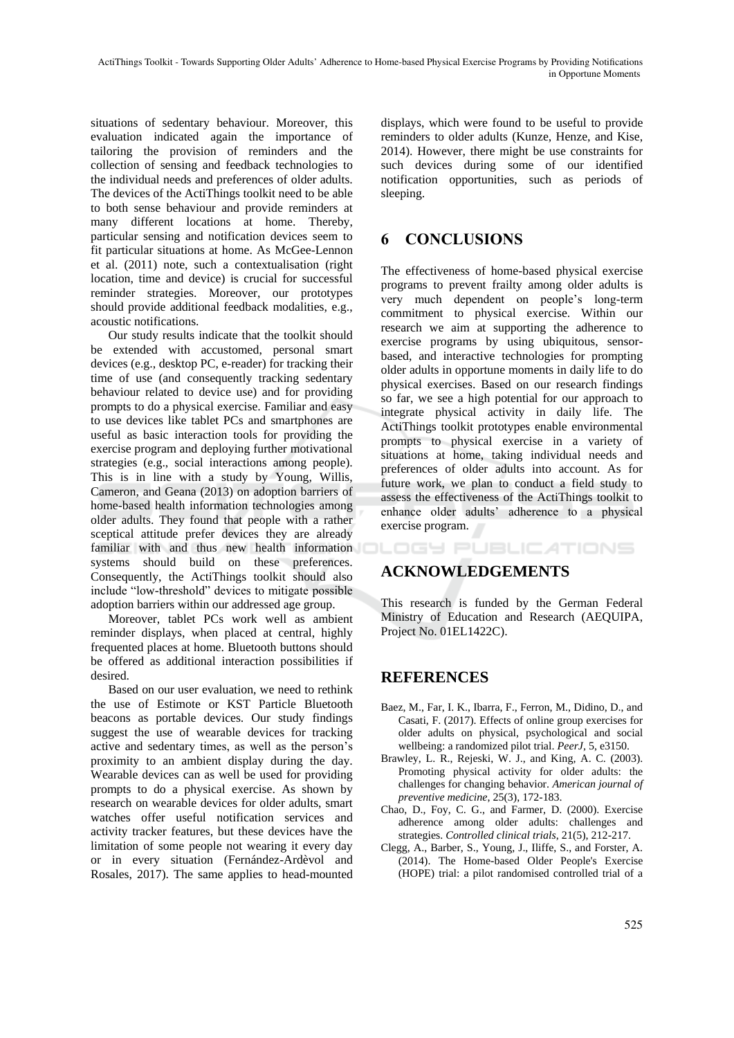situations of sedentary behaviour. Moreover, this evaluation indicated again the importance of tailoring the provision of reminders and the collection of sensing and feedback technologies to the individual needs and preferences of older adults. The devices of the ActiThings toolkit need to be able to both sense behaviour and provide reminders at many different locations at home. Thereby, particular sensing and notification devices seem to fit particular situations at home. As McGee-Lennon et al. (2011) note, such a contextualisation (right location, time and device) is crucial for successful reminder strategies. Moreover, our prototypes should provide additional feedback modalities, e.g., acoustic notifications.

Our study results indicate that the toolkit should be extended with accustomed, personal smart devices (e.g., desktop PC, e-reader) for tracking their time of use (and consequently tracking sedentary behaviour related to device use) and for providing prompts to do a physical exercise. Familiar and easy to use devices like tablet PCs and smartphones are useful as basic interaction tools for providing the exercise program and deploying further motivational strategies (e.g., social interactions among people). This is in line with a study by Young, Willis, Cameron, and Geana (2013) on adoption barriers of home-based health information technologies among older adults. They found that people with a rather sceptical attitude prefer devices they are already familiar with and thus new health information systems should build on these preferences. Consequently, the ActiThings toolkit should also include "low-threshold" devices to mitigate possible adoption barriers within our addressed age group.

Moreover, tablet PCs work well as ambient reminder displays, when placed at central, highly frequented places at home. Bluetooth buttons should be offered as additional interaction possibilities if desired.

Based on our user evaluation, we need to rethink the use of Estimote or KST Particle Bluetooth beacons as portable devices. Our study findings suggest the use of wearable devices for tracking active and sedentary times, as well as the person's proximity to an ambient display during the day. Wearable devices can as well be used for providing prompts to do a physical exercise. As shown by research on wearable devices for older adults, smart watches offer useful notification services and activity tracker features, but these devices have the limitation of some people not wearing it every day or in every situation (Fernández-Ardèvol and Rosales, 2017). The same applies to head-mounted displays, which were found to be useful to provide reminders to older adults (Kunze, Henze, and Kise, 2014). However, there might be use constraints for such devices during some of our identified notification opportunities, such as periods of sleeping.

## 6 CONCLUSIONS

The effectiveness of home-based physical exercise programs to prevent frailty among older adults is very much dependent on people's long-term commitment to physical exercise. Within our research we aim at supporting the adherence to exercise programs by using ubiquitous, sensor-based, and interactive technologies for prompting older adults in opportune moments in daily life to do physical exercises. Based on our research findings so far, we see a high potential for our approach to integrate physical activity in daily life. The ActiThings toolkit prototypes enable environmental prompts to physical exercise in a variety of situations at home, taking individual needs and preferences of older adults into account. As for future work, we plan to conduct a field study to assess the effectiveness of the ActiThings toolkit to enhance older adults' adherence to a physical exercise program.

## ACKNOWLEDGEMENTS

This research is funded by the German Federal Ministry of Education and Research (AEQUIPA, Project No. 01EL1422C).

## REFERENCES

Baez, M., Far, I. K., Ibarra, F., Ferron, M., Didino, D., and Casati, F. (2017). Effects of online group exercises for older adults on physical, psychological and social wellbeing: a randomized pilot trial. *PeerJ*, 5, e3150.

Brawley, L. R., Rejeski, W. J., and King, A. C. (2003). Promoting physical activity for older adults: the challenges for changing behavior. *American journal of preventive medicine*, 25(3), 172-183.

Chao, D., Foy, C. G., and Farmer, D. (2000). Exercise adherence among older adults: challenges and strategies. *Controlled clinical trials*, 21(5), 212-217.

Clegg, A., Barber, S., Young, J., Iliffe, S., and Forster, A. (2014). The Home-based Older People's Exercise (HOPE) trial: a pilot randomised controlled trial of a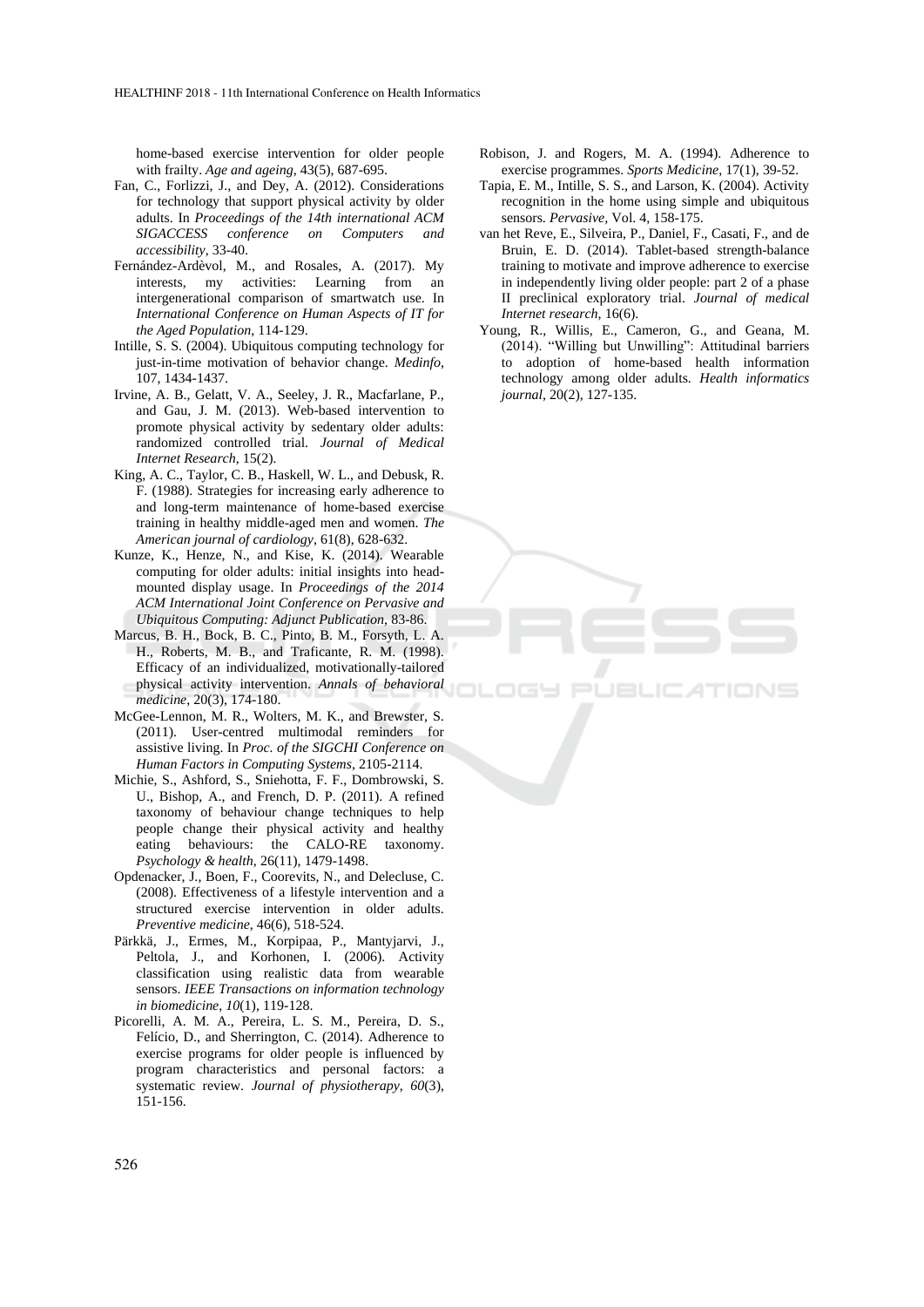home-based exercise intervention for older people with frailty. *Age and ageing*, 43(5), 687-695.

Fan, C., Forlizzi, J., and Dey, A. (2012). Considerations for technology that support physical activity by older adults. In *Proceedings of the 14th international ACM SIGACCESS conference on Computers and accessibility*, 33-40.

Fernández-Ardèvol, M., and Rosales, A. (2017). My interests, my activities: Learning from an intergenerational comparison of smartwatch use. In *International Conference on Human Aspects of IT for the Aged Population*, 114-129.

Intille, S. S. (2004). Ubiquitous computing technology for just-in-time motivation of behavior change. *Medinfo*, 107, 1434-1437.

Irvine, A. B., Gelatt, V. A., Seeley, J. R., Macfarlane, P., and Gau, J. M. (2013). Web-based intervention to promote physical activity by sedentary older adults: randomized controlled trial. *Journal of Medical Internet Research*, 15(2).

King, A. C., Taylor, C. B., Haskell, W. L., and Debusk, R. F. (1988). Strategies for increasing early adherence to and long-term maintenance of home-based exercise training in healthy middle-aged men and women. *The American journal of cardiology*, 61(8), 628-632.

Kunze, K., Henze, N., and Kise, K. (2014). Wearable computing for older adults: initial insights into head-mounted display usage. In *Proceedings of the 2014 ACM International Joint Conference on Pervasive and Ubiquitous Computing: Adjunct Publication*, 83-86.

Marcus, B. H., Bock, B. C., Pinto, B. M., Forsyth, L. A. H., Roberts, M. B., and Traficante, R. M. (1998). Efficacy of an individualized, motivationally-tailored physical activity intervention. *Annals of behavioral medicine*, 20(3), 174-180.

McGee-Lennon, M. R., Wolters, M. K., and Brewster, S. (2011). User-centred multimodal reminders for assistive living. In *Proc. of the SIGCHI Conference on Human Factors in Computing Systems*, 2105-2114.

Michie, S., Ashford, S., Sniehotta, F. F., Dombrowski, S. U., Bishop, A., and French, D. P. (2011). A refined taxonomy of behaviour change techniques to help people change their physical activity and healthy eating behaviours: the CALO-RE taxonomy. *Psychology & health*, 26(11), 1479-1498.

Opdenacker, J., Boen, F., Coorevits, N., and Delecluse, C. (2008). Effectiveness of a lifestyle intervention and a structured exercise intervention in older adults. *Preventive medicine*, 46(6), 518-524.

Pärkkä, J., Ermes, M., Korpipaa, P., Mantyjarvi, J., Peltola, J., and Korhonen, I. (2006). Activity classification using realistic data from wearable sensors. *IEEE Transactions on information technology in biomedicine*, *10*(1), 119-128.

Picorelli, A. M. A., Pereira, L. S. M., Pereira, D. S., Felício, D., and Sherrington, C. (2014). Adherence to exercise programs for older people is influenced by program characteristics and personal factors: a systematic review. *Journal of physiotherapy*, *60*(3), 151-156.

Robison, J. and Rogers, M. A. (1994). Adherence to exercise programmes. *Sports Medicine*, 17(1), 39-52.

Tapia, E. M., Intille, S. S., and Larson, K. (2004). Activity recognition in the home using simple and ubiquitous sensors. *Pervasive*, Vol. 4, 158-175.

van het Reve, E., Silveira, P., Daniel, F., Casati, F., and de Bruin, E. D. (2014). Tablet-based strength-balance training to motivate and improve adherence to exercise in independently living older people: part 2 of a phase II preclinical exploratory trial. *Journal of medical Internet research*, 16(6).

Young, R., Willis, E., Cameron, G., and Geana, M. (2014). "Willing but Unwilling": Attitudinal barriers to adoption of home-based health information technology among older adults. *Health informatics journal*, 20(2), 127-135.